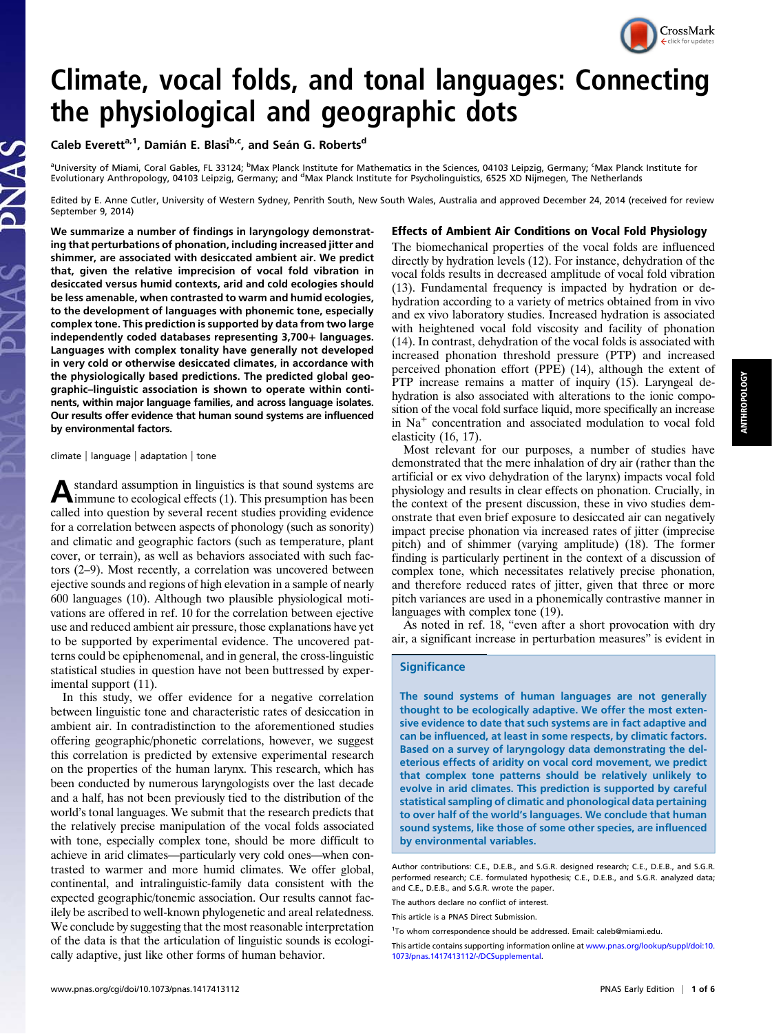# Climate, vocal folds, and tonal languages: Connecting the physiological and geographic dots

Caleb Everett[a,1], Damián E. Blasi[b,c], and Seán G. Roberts[d]

[a]University of Miami, Coral Gables, FL 33124; [b]Max Planck Institute for Mathematics in the Sciences, 04103 Leipzig, Germany; [c]Max Planck Institute for Evolutionary Anthropology, 04103 Leipzig, Germany; and [d]Max Planck Institute for Psycholinguistics, 6525 XD Nijmegen, The Netherlands

Edited by E. Anne Cutler, University of Western Sydney, Penrith South, New South Wales, Australia and approved December 24, 2014 (received for review September 9, 2014)

**We summarize a number of findings in laryngology demonstrating that perturbations of phonation, including increased jitter and shimmer, are associated with desiccated ambient air. We predict that, given the relative imprecision of vocal fold vibration in desiccated versus humid contexts, arid and cold ecologies should be less amenable, when contrasted to warm and humid ecologies, to the development of languages with phonemic tone, especially complex tone. This prediction is supported by data from two large independently coded databases representing 3,700+ languages. Languages with complex tonality have generally not developed in very cold or otherwise desiccated climates, in accordance with the physiologically based predictions. The predicted global geographic–linguistic association is shown to operate within continents, within major language families, and across language isolates. Our results offer evidence that human sound systems are influenced by environmental factors.**

climate | language | adaptation | tone

A standard assumption in linguistics is that sound systems are immune to ecological effects (1). This presumption has been called into question by several recent studies providing evidence for a correlation between aspects of phonology (such as sonority) and climatic and geographic factors (such as temperature, plant cover, or terrain), as well as behaviors associated with such factors (2–9). Most recently, a correlation was uncovered between ejective sounds and regions of high elevation in a sample of nearly 600 languages (10). Although two plausible physiological motivations are offered in ref. 10 for the correlation between ejective use and reduced ambient air pressure, those explanations have yet to be supported by experimental evidence. The uncovered patterns could be epiphenomenal, and in general, the cross-linguistic statistical studies in question have not been buttressed by experimental support (11).

In this study, we offer evidence for a negative correlation between linguistic tone and characteristic rates of desiccation in ambient air. In contradistinction to the aforementioned studies offering geographic/phonetic correlations, however, we suggest this correlation is predicted by extensive experimental research on the properties of the human larynx. This research, which has been conducted by numerous laryngologists over the last decade and a half, has not been previously tied to the distribution of the world's tonal languages. We submit that the research predicts that the relatively precise manipulation of the vocal folds associated with tone, especially complex tone, should be more difficult to achieve in arid climates—particularly very cold ones—when contrasted to warmer and more humid climates. We offer global, continental, and intralinguistic-family data consistent with the expected geographic/tonemic association. Our results cannot facilely be ascribed to well-known phylogenetic and areal relatedness. We conclude by suggesting that the most reasonable interpretation of the data is that the articulation of linguistic sounds is ecologically adaptive, just like other forms of human behavior.

## Effects of Ambient Air Conditions on Vocal Fold Physiology

The biomechanical properties of the vocal folds are influenced directly by hydration levels (12). For instance, dehydration of the vocal folds results in decreased amplitude of vocal fold vibration (13). Fundamental frequency is impacted by hydration or dehydration according to a variety of metrics obtained from in vivo and ex vivo laboratory studies. Increased hydration is associated with heightened vocal fold viscosity and facility of phonation (14). In contrast, dehydration of the vocal folds is associated with increased phonation threshold pressure (PTP) and increased perceived phonation effort (PPE) (14), although the extent of PTP increase remains a matter of inquiry (15). Laryngeal dehydration is also associated with alterations to the ionic composition of the vocal fold surface liquid, more specifically an increase in $Na^+$ concentration and associated modulation to vocal fold elasticity (16, 17).

Most relevant for our purposes, a number of studies have demonstrated that the mere inhalation of dry air (rather than the artificial or ex vivo dehydration of the larynx) impacts vocal fold physiology and results in clear effects on phonation. Crucially, in the context of the present discussion, these in vivo studies demonstrate that even brief exposure to desiccated air can negatively impact precise phonation via increased rates of jitter (imprecise pitch) and of shimmer (varying amplitude) (18). The former finding is particularly pertinent in the context of a discussion of complex tone, which necessitates relatively precise phonation, and therefore reduced rates of jitter, given that three or more pitch variances are used in a phonemically contrastive manner in languages with complex tone (19).

As noted in ref. 18, "even after a short provocation with dry air, a significant increase in perturbation measures" is evident in

### Significance

The sound systems of human languages are not generally thought to be ecologically adaptive. We offer the most extensive evidence to date that such systems are in fact adaptive and can be influenced, at least in some respects, by climatic factors. Based on a survey of laryngology data demonstrating the deleterious effects of aridity on vocal cord movement, we predict that complex tone patterns should be relatively unlikely to evolve in arid climates. This prediction is supported by careful statistical sampling of climatic and phonological data pertaining to over half of the world's languages. We conclude that human sound systems, like those of some other species, are influenced by environmental variables.

Author contributions: C.E., D.E.B., and S.G.R. designed research; C.E., D.E.B., and S.G.R. performed research; C.E. formulated hypothesis; C.E., D.E.B., and S.G.R. analyzed data; and C.E., D.E.B., and S.G.R. wrote the paper.

The authors declare no conflict of interest.

This article is a PNAS Direct Submission.

[1]To whom correspondence should be addressed. Email: caleb@miami.edu.

This article contains supporting information online at www.pnas.org/lookup/suppl/doi:10.1073/pnas.1417413112/-/DCSupplemental.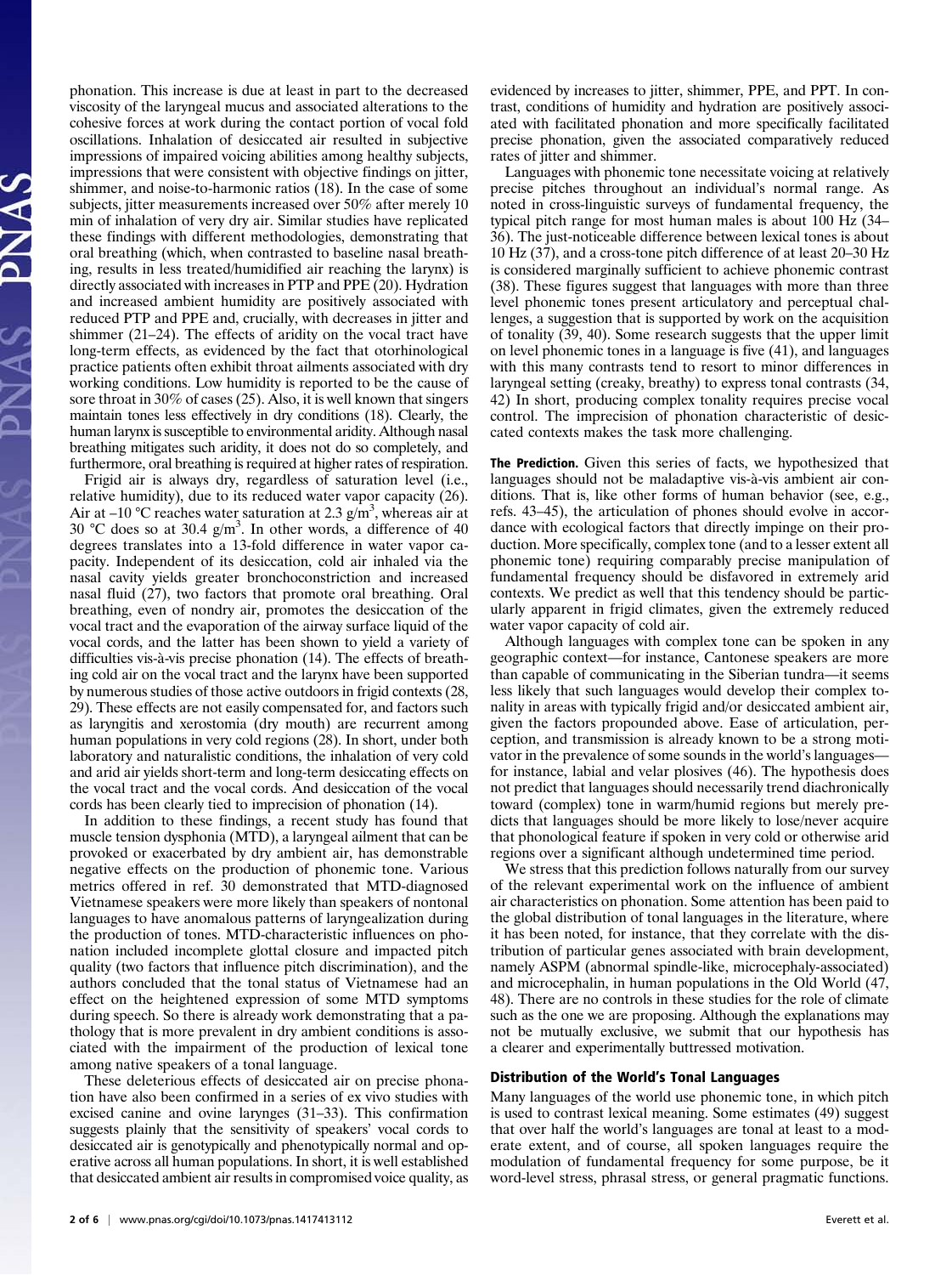phonation. This increase is due at least in part to the decreased viscosity of the laryngeal mucus and associated alterations to the cohesive forces at work during the contact portion of vocal fold oscillations. Inhalation of desiccated air resulted in subjective impressions of impaired voicing abilities among healthy subjects, impressions that were consistent with objective findings on jitter, shimmer, and noise-to-harmonic ratios (18). In the case of some subjects, jitter measurements increased over 50% after merely 10 min of inhalation of very dry air. Similar studies have replicated these findings with different methodologies, demonstrating that oral breathing (which, when contrasted to baseline nasal breathing, results in less treated/humidified air reaching the larynx) is directly associated with increases in PTP and PPE (20). Hydration and increased ambient humidity are positively associated with reduced PTP and PPE and, crucially, with decreases in jitter and shimmer (21–24). The effects of aridity on the vocal tract have long-term effects, as evidenced by the fact that otorhinological practice patients often exhibit throat ailments associated with dry working conditions. Low humidity is reported to be the cause of sore throat in 30% of cases (25). Also, it is well known that singers maintain tones less effectively in dry conditions (18). Clearly, the human larynx is susceptible to environmental aridity. Although nasal breathing mitigates such aridity, it does not do so completely, and furthermore, oral breathing is required at higher rates of respiration.

Frigid air is always dry, regardless of saturation level (i.e., relative humidity), due to its reduced water vapor capacity (26). Air at −10 °C reaches water saturation at 2.3 g/m$^3$, whereas air at 30 °C does so at 30.4 g/m$^3$. In other words, a difference of 40 degrees translates into a 13-fold difference in water vapor capacity. Independent of its desiccation, cold air inhaled via the nasal cavity yields greater bronchoconstriction and increased nasal fluid (27), two factors that promote oral breathing. Oral breathing, even of nondry air, promotes the desiccation of the vocal tract and the evaporation of the airway surface liquid of the vocal cords, and the latter has been shown to yield a variety of difficulties vis-à-vis precise phonation (14). The effects of breathing cold air on the vocal tract and the larynx have been supported by numerous studies of those active outdoors in frigid contexts (28, 29). These effects are not easily compensated for, and factors such as laryngitis and xerostomia (dry mouth) are recurrent among human populations in very cold regions (28). In short, under both laboratory and naturalistic conditions, the inhalation of very cold and arid air yields short-term and long-term desiccating effects on the vocal tract and the vocal cords. And desiccation of the vocal cords has been clearly tied to imprecision of phonation (14).

In addition to these findings, a recent study has found that muscle tension dysphonia (MTD), a laryngeal ailment that can be provoked or exacerbated by dry ambient air, has demonstrable negative effects on the production of phonemic tone. Various metrics offered in ref. 30 demonstrated that MTD-diagnosed Vietnamese speakers were more likely than speakers of nontonal languages to have anomalous patterns of laryngealization during the production of tones. MTD-characteristic influences on phonation included incomplete glottal closure and impacted pitch quality (two factors that influence pitch discrimination), and the authors concluded that the tonal status of Vietnamese had an effect on the heightened expression of some MTD symptoms during speech. So there is already work demonstrating that a pathology that is more prevalent in dry ambient conditions is associated with the impairment of the production of lexical tone among native speakers of a tonal language.

These deleterious effects of desiccated air on precise phonation have also been confirmed in a series of ex vivo studies with excised canine and ovine larynges (31–33). This confirmation suggests plainly that the sensitivity of speakers' vocal cords to desiccated air is genotypically and phenotypically normal and operative across all human populations. In short, it is well established that desiccated ambient air results in compromised voice quality, as evidenced by increases to jitter, shimmer, PPE, and PPT. In contrast, conditions of humidity and hydration are positively associated with facilitated phonation and more specifically facilitated precise phonation, given the associated comparatively reduced rates of jitter and shimmer.

Languages with phonemic tone necessitate voicing at relatively precise pitches throughout an individual's normal range. As noted in cross-linguistic surveys of fundamental frequency, the typical pitch range for most human males is about 100 Hz (34–36). The just-noticeable difference between lexical tones is about 10 Hz (37), and a cross-tone pitch difference of at least 20–30 Hz is considered marginally sufficient to achieve phonemic contrast (38). These figures suggest that languages with more than three level phonemic tones present articulatory and perceptual challenges, a suggestion that is supported by work on the acquisition of tonality (39, 40). Some research suggests that the upper limit on level phonemic tones in a language is five (41), and languages with this many contrasts tend to resort to minor differences in laryngeal setting (creaky, breathy) to express tonal contrasts (34, 42) In short, producing complex tonality requires precise vocal control. The imprecision of phonation characteristic of desiccated contexts makes the task more challenging.

**The Prediction.** Given this series of facts, we hypothesized that languages should not be maladaptive vis-à-vis ambient air conditions. That is, like other forms of human behavior (see, e.g., refs. 43–45), the articulation of phones should evolve in accordance with ecological factors that directly impinge on their production. More specifically, complex tone (and to a lesser extent all phonemic tone) requiring comparably precise manipulation of fundamental frequency should be disfavored in extremely arid contexts. We predict as well that this tendency should be particularly apparent in frigid climates, given the extremely reduced water vapor capacity of cold air.

Although languages with complex tone can be spoken in any geographic context—for instance, Cantonese speakers are more than capable of communicating in the Siberian tundra—it seems less likely that such languages would develop their complex tonality in areas with typically frigid and/or desiccated ambient air, given the factors propounded above. Ease of articulation, perception, and transmission is already known to be a strong motivator in the prevalence of some sounds in the world's languages—for instance, labial and velar plosives (46). The hypothesis does not predict that languages should necessarily trend diachronically toward (complex) tone in warm/humid regions but merely predicts that languages should be more likely to lose/never acquire that phonological feature if spoken in very cold or otherwise arid regions over a significant although undetermined time period.

We stress that this prediction follows naturally from our survey of the relevant experimental work on the influence of ambient air characteristics on phonation. Some attention has been paid to the global distribution of tonal languages in the literature, where it has been noted, for instance, that they correlate with the distribution of particular genes associated with brain development, namely ASPM (abnormal spindle-like, microcephaly-associated) and microcephalin, in human populations in the Old World (47, 48). There are no controls in these studies for the role of climate such as the one we are proposing. Although the explanations may not be mutually exclusive, we submit that our hypothesis has a clearer and experimentally buttressed motivation.

## Distribution of the World's Tonal Languages

Many languages of the world use phonemic tone, in which pitch is used to contrast lexical meaning. Some estimates (49) suggest that over half the world's languages are tonal at least to a moderate extent, and of course, all spoken languages require the modulation of fundamental frequency for some purpose, be it word-level stress, phrasal stress, or general pragmatic functions.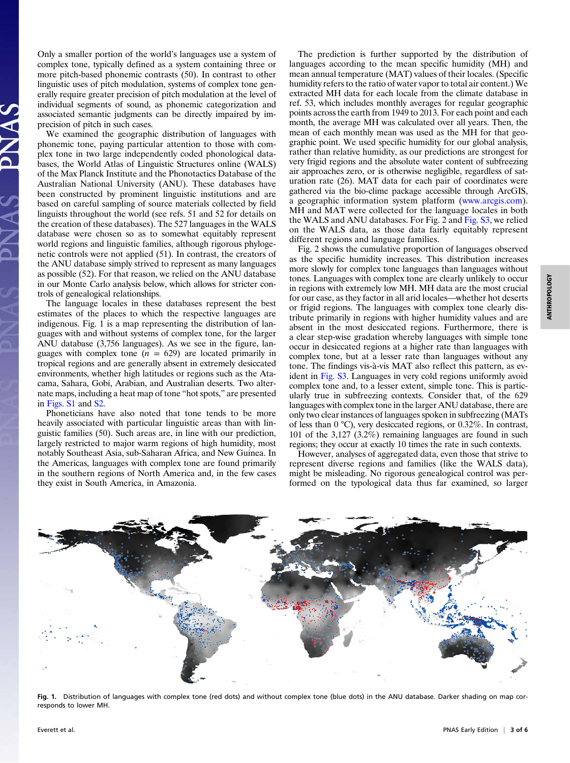Only a smaller portion of the world's languages use a system of complex tone, typically defined as a system containing three or more pitch-based phonemic contrasts (50). In contrast to other linguistic uses of pitch modulation, systems of complex tone generally require greater precision of pitch modulation at the level of individual segments of sound, as phonemic categorization and associated semantic judgments can be directly impaired by imprecision of pitch in such cases.

We examined the geographic distribution of languages with phonemic tone, paying particular attention to those with complex tone in two large independently coded phonological databases, the World Atlas of Linguistic Structures online (WALS) of the Max Planck Institute and the Phonotactics Database of the Australian National University (ANU). These databases have been constructed by prominent linguistic institutions and are based on careful sampling of source materials collected by field linguists throughout the world (see refs. 51 and 52 for details on the creation of these databases). The 527 languages in the WALS database were chosen so as to somewhat equitably represent world regions and linguistic families, although rigorous phylogenetic controls were not applied (51). In contrast, the creators of the ANU database simply strived to represent as many languages as possible (52). For that reason, we relied on the ANU database in our Monte Carlo analysis below, which allows for stricter controls of genealogical relationships.

The language locales in these databases represent the best estimates of the places to which the respective languages are indigenous. Fig. 1 is a map representing the distribution of languages with and without systems of complex tone, for the larger ANU database (3,756 languages). As we see in the figure, languages with complex tone ($n$ = 629) are located primarily in tropical regions and are generally absent in extremely desiccated environments, whether high latitudes or regions such as the Atacama, Sahara, Gobi, Arabian, and Australian deserts. Two alternate maps, including a heat map of tone "hot spots," are presented in Figs. S1 and S2.

Phoneticians have also noted that tone tends to be more heavily associated with particular linguistic areas than with linguistic families (50). Such areas are, in line with our prediction, largely restricted to major warm regions of high humidity, most notably Southeast Asia, sub-Saharan Africa, and New Guinea. In the Americas, languages with complex tone are found primarily in the southern regions of North America and, in the few cases they exist in South America, in Amazonia.

The prediction is further supported by the distribution of languages according to the mean specific humidity (MH) and mean annual temperature (MAT) values of their locales. (Specific humidity refers to the ratio of water vapor to total air content.) We extracted MH data for each locale from the climate database in ref. 53, which includes monthly averages for regular geographic points across the earth from 1949 to 2013. For each point and each month, the average MH was calculated over all years. Then, the mean of each monthly mean was used as the MH for that geographic point. We used specific humidity for our global analysis, rather than relative humidity, as our predictions are strongest for very frigid regions and the absolute water content of subfreezing air approaches zero, or is otherwise negligible, regardless of saturation rate (26). MAT data for each pair of coordinates were gathered via the bio-clime package accessible through ArcGIS, a geographic information system platform (www.arcgis.com). MH and MAT were collected for the language locales in both the WALS and ANU databases. For Fig. 2 and Fig. S3, we relied on the WALS data, as those data fairly equitably represent different regions and language families.

Fig. 2 shows the cumulative proportion of languages observed as the specific humidity increases. This distribution increases more slowly for complex tone languages than languages without tones. Languages with complex tone are clearly unlikely to occur in regions with extremely low MH. MH data are the most crucial for our case, as they factor in all arid locales—whether hot deserts or frigid regions. The languages with complex tone clearly distribute primarily in regions with higher humidity values and are absent in the most desiccated regions. Furthermore, there is a clear step-wise gradation whereby languages with simple tone occur in desiccated regions at a higher rate than languages with complex tone, but at a lesser rate than languages without any tone. The findings vis-à-vis MAT also reflect this pattern, as evident in Fig. S3. Languages in very cold regions uniformly avoid complex tone and, to a lesser extent, simple tone. This is particularly true in subfreezing contexts. Consider that, of the 629 languages with complex tone in the larger ANU database, there are only two clear instances of languages spoken in subfreezing (MATs of less than 0 °C), very desiccated regions, or 0.32%. In contrast, 101 of the 3,127 (3.2%) remaining languages are found in such regions; they occur at exactly 10 times the rate in such contexts.

However, analyses of aggregated data, even those that strive to represent diverse regions and families (like the WALS data), might be misleading. No rigorous genealogical control was performed on the typological data thus far examined, so larger

**Fig. 1.** Distribution of languages with complex tone (red dots) and without complex tone (blue dots) in the ANU database. Darker shading on map corresponds to lower MH.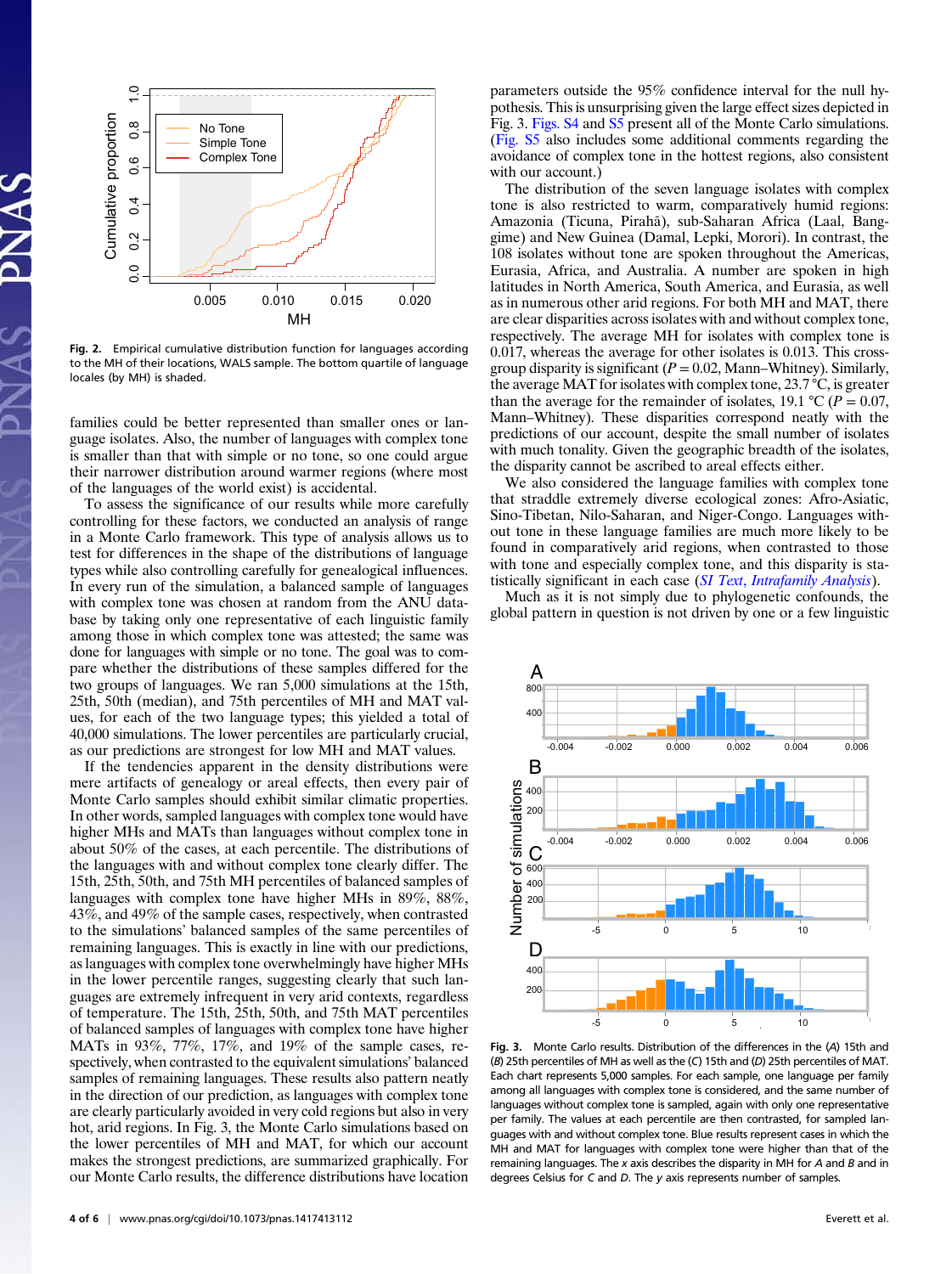**Fig. 2.** Empirical cumulative distribution function for languages according to the MH of their locations, WALS sample. The bottom quartile of language locales (by MH) is shaded.

families could be better represented than smaller ones or language isolates. Also, the number of languages with complex tone is smaller than that with simple or no tone, so one could argue their narrower distribution around warmer regions (where most of the languages of the world exist) is accidental.

To assess the significance of our results while more carefully controlling for these factors, we conducted an analysis of range in a Monte Carlo framework. This type of analysis allows us to test for differences in the shape of the distributions of language types while also controlling carefully for genealogical influences. In every run of the simulation, a balanced sample of languages with complex tone was chosen at random from the ANU database by taking only one representative of each linguistic family among those in which complex tone was attested; the same was done for languages with simple or no tone. The goal was to compare whether the distributions of these samples differed for the two groups of languages. We ran 5,000 simulations at the 15th, 25th, 50th (median), and 75th percentiles of MH and MAT values, for each of the two language types; this yielded a total of 40,000 simulations. The lower percentiles are particularly crucial, as our predictions are strongest for low MH and MAT values.

If the tendencies apparent in the density distributions were mere artifacts of genealogy or areal effects, then every pair of Monte Carlo samples should exhibit similar climatic properties. In other words, sampled languages with complex tone would have higher MHs and MATs than languages without complex tone in about 50% of the cases, at each percentile. The distributions of the languages with and without complex tone clearly differ. The 15th, 25th, 50th, and 75th MH percentiles of balanced samples of languages with complex tone have higher MHs in 89%, 88%, 43%, and 49% of the sample cases, respectively, when contrasted to the simulations' balanced samples of the same percentiles of remaining languages. This is exactly in line with our predictions, as languages with complex tone overwhelmingly have higher MHs in the lower percentile ranges, suggesting clearly that such languages are extremely infrequent in very arid contexts, regardless of temperature. The 15th, 25th, 50th, and 75th MAT percentiles of balanced samples of languages with complex tone have higher MATs in 93%, 77%, 17%, and 19% of the sample cases, respectively, when contrasted to the equivalent simulations' balanced samples of remaining languages. These results also pattern neatly in the direction of our prediction, as languages with complex tone are clearly particularly avoided in very cold regions but also in very hot, arid regions. In Fig. 3, the Monte Carlo simulations based on the lower percentiles of MH and MAT, for which our account makes the strongest predictions, are summarized graphically. For our Monte Carlo results, the difference distributions have location parameters outside the 95% confidence interval for the null hypothesis. This is unsurprising given the large effect sizes depicted in Fig. 3. Figs. S4 and S5 present all of the Monte Carlo simulations. (Fig. S5 also includes some additional comments regarding the avoidance of complex tone in the hottest regions, also consistent with our account.)

The distribution of the seven language isolates with complex tone is also restricted to warm, comparatively humid regions: Amazonia (Ticuna, Pirahã), sub-Saharan Africa (Laal, Banggime) and New Guinea (Damal, Lepki, Morori). In contrast, the 108 isolates without tone are spoken throughout the Americas, Eurasia, Africa, and Australia. A number are spoken in high latitudes in North America, South America, and Eurasia, as well as in numerous other arid regions. For both MH and MAT, there are clear disparities across isolates with and without complex tone, respectively. The average MH for isolates with complex tone is 0.017, whereas the average for other isolates is 0.013. This cross-group disparity is significant ($P = 0.02$, Mann–Whitney). Similarly, the average MAT for isolates with complex tone, 23.7 °C, is greater than the average for the remainder of isolates, 19.1 °C ($P = 0.07$, Mann–Whitney). These disparities correspond neatly with the predictions of our account, despite the small number of isolates with much tonality. Given the geographic breadth of the isolates, the disparity cannot be ascribed to areal effects either.

We also considered the language families with complex tone that straddle extremely diverse ecological zones: Afro-Asiatic, Sino-Tibetan, Nilo-Saharan, and Niger-Congo. Languages without tone in these language families are much more likely to be found in comparatively arid regions, when contrasted to those with tone and especially complex tone, and this disparity is statistically significant in each case (*SI Text, Intrafamily Analysis*).

Much as it is not simply due to phylogenetic confounds, the global pattern in question is not driven by one or a few linguistic

**Fig. 3.** Monte Carlo results. Distribution of the differences in the (*A*) 15th and (*B*) 25th percentiles of MH as well as the (*C*) 15th and (*D*) 25th percentiles of MAT. Each chart represents 5,000 samples. For each sample, only one language per family among all languages with complex tone is considered, and the same number of languages without complex tone is sampled, again with only one representative per family. The values at each percentile are then contrasted, for sampled languages with and without complex tone. Blue results represent cases in which the MH and MAT for languages with complex tone were higher than that of the remaining languages. The *x* axis describes the disparity in MH for *A* and *B* and in degrees Celsius for *C* and *D*. The *y* axis represents number of samples.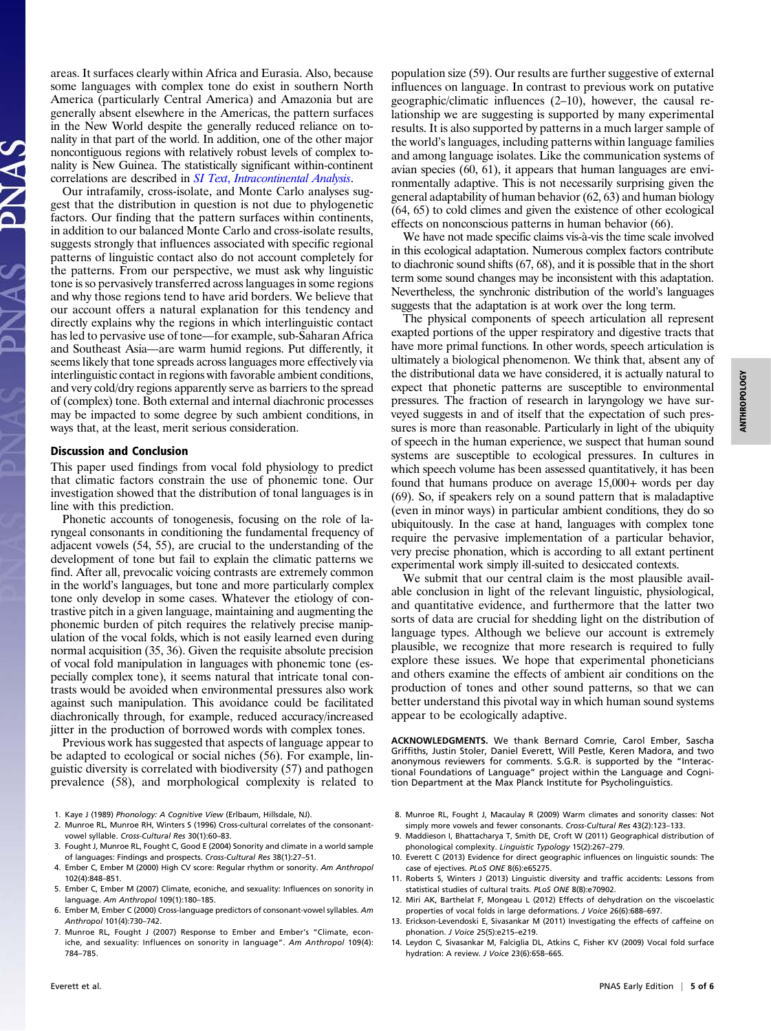areas. It surfaces clearly within Africa and Eurasia. Also, because some languages with complex tone do exist in southern North America (particularly Central America) and Amazonia but are generally absent elsewhere in the Americas, the pattern surfaces in the New World despite the generally reduced reliance on tonality in that part of the world. In addition, one of the other major noncontiguous regions with relatively robust levels of complex tonality is New Guinea. The statistically significant within-continent correlations are described in *SI Text*, *Intracontinental Analysis*.

Our intrafamily, cross-isolate, and Monte Carlo analyses suggest that the distribution in question is not due to phylogenetic factors. Our finding that the pattern surfaces within continents, in addition to our balanced Monte Carlo and cross-isolate results, suggests strongly that influences associated with specific regional patterns of linguistic contact also do not account completely for the patterns. From our perspective, we must ask why linguistic tone is so pervasively transferred across languages in some regions and why those regions tend to have arid borders. We believe that our account offers a natural explanation for this tendency and directly explains why the regions in which interlinguistic contact has led to pervasive use of tone—for example, sub-Saharan Africa and Southeast Asia—are warm humid regions. Put differently, it seems likely that tone spreads across languages more effectively via interlinguistic contact in regions with favorable ambient conditions, and very cold/dry regions apparently serve as barriers to the spread of (complex) tone. Both external and internal diachronic processes may be impacted to some degree by such ambient conditions, in ways that, at the least, merit serious consideration.

## Discussion and Conclusion

This paper used findings from vocal fold physiology to predict that climatic factors constrain the use of phonemic tone. Our investigation showed that the distribution of tonal languages is in line with this prediction.

Phonetic accounts of tonogenesis, focusing on the role of laryngeal consonants in conditioning the fundamental frequency of adjacent vowels (54, 55), are crucial to the understanding of the development of tone but fail to explain the climatic patterns we find. After all, prevocalic voicing contrasts are extremely common in the world's languages, but tone and more particularly complex tone only develop in some cases. Whatever the etiology of contrastive pitch in a given language, maintaining and augmenting the phonemic burden of pitch requires the relatively precise manipulation of the vocal folds, which is not easily learned even during normal acquisition (35, 36). Given the requisite absolute precision of vocal fold manipulation in languages with phonemic tone (especially complex tone), it seems natural that intricate tonal contrasts would be avoided when environmental pressures also work against such manipulation. This avoidance could be facilitated diachronically through, for example, reduced accuracy/increased jitter in the production of borrowed words with complex tones.

Previous work has suggested that aspects of language appear to be adapted to ecological or social niches (56). For example, linguistic diversity is correlated with biodiversity (57) and pathogen prevalence (58), and morphological complexity is related to population size (59). Our results are further suggestive of external influences on language. In contrast to previous work on putative geographic/climatic influences (2–10), however, the causal relationship we are suggesting is supported by many experimental results. It is also supported by patterns in a much larger sample of the world's languages, including patterns within language families and among language isolates. Like the communication systems of avian species (60, 61), it appears that human languages are environmentally adaptive. This is not necessarily surprising given the general adaptability of human behavior (62, 63) and human biology (64, 65) to cold climes and given the existence of other ecological effects on nonconscious patterns in human behavior (66).

We have not made specific claims vis-à-vis the time scale involved in this ecological adaptation. Numerous complex factors contribute to diachronic sound shifts (67, 68), and it is possible that in the short term some sound changes may be inconsistent with this adaptation. Nevertheless, the synchronic distribution of the world's languages suggests that the adaptation is at work over the long term.

The physical components of speech articulation all represent exapted portions of the upper respiratory and digestive tracts that have more primal functions. In other words, speech articulation is ultimately a biological phenomenon. We think that, absent any of the distributional data we have considered, it is actually natural to expect that phonetic patterns are susceptible to environmental pressures. The fraction of research in laryngology we have surveyed suggests in and of itself that the expectation of such pressures is more than reasonable. Particularly in light of the ubiquity of speech in the human experience, we suspect that human sound systems are susceptible to ecological pressures. In cultures in which speech volume has been assessed quantitatively, it has been found that humans produce on average 15,000+ words per day (69). So, if speakers rely on a sound pattern that is maladaptive (even in minor ways) in particular ambient conditions, they do so ubiquitously. In the case at hand, languages with complex tone require the pervasive implementation of a particular behavior, very precise phonation, which is according to all extant pertinent experimental work simply ill-suited to desiccated contexts.

We submit that our central claim is the most plausible available conclusion in light of the relevant linguistic, physiological, and quantitative evidence, and furthermore that the latter two sorts of data are crucial for shedding light on the distribution of language types. Although we believe our account is extremely plausible, we recognize that more research is required to fully explore these issues. We hope that experimental phoneticians and others examine the effects of ambient air conditions on the production of tones and other sound patterns, so that we can better understand this pivotal way in which human sound systems appear to be ecologically adaptive.

**ACKNOWLEDGMENTS.** We thank Bernard Comrie, Carol Ember, Sascha Griffiths, Justin Stoler, Daniel Everett, Will Pestle, Keren Madora, and two anonymous reviewers for comments. S.G.R. is supported by the "Interactional Foundations of Language" project within the Language and Cognition Department at the Max Planck Institute for Psycholinguistics.

1. Kaye J (1989) *Phonology: A Cognitive View* (Erlbaum, Hillsdale, NJ).
2. Munroe RL, Munroe RH, Winters S (1996) Cross-cultural correlates of the consonant-vowel syllable. *Cross-Cultural Res* 30(1):60–83.
3. Fought J, Munroe RL, Fought C, Good E (2004) Sonority and climate in a world sample of languages: Findings and prospects. *Cross-Cultural Res* 38(1):27–51.
4. Ember C, Ember M (2000) High CV score: Regular rhythm or sonority. *Am Anthropol* 102(4):848–851.
5. Ember C, Ember M (2007) Climate, econiche, and sexuality: Influences on sonority in language. *Am Anthropol* 109(1):180–185.
6. Ember M, Ember C (2000) Cross-language predictors of consonant-vowel syllables. *Am Anthropol* 101(4):730–742.
7. Munroe RL, Fought J (2007) Response to Ember and Ember's "Climate, econiche, and sexuality: Influences on sonority in language". *Am Anthropol* 109(4): 784–785.
8. Munroe RL, Fought J, Macaulay R (2009) Warm climates and sonority classes: Not simply more vowels and fewer consonants. *Cross-Cultural Res* 43(2):123–133.
9. Maddieson I, Bhattacharya T, Smith DE, Croft W (2011) Geographical distribution of phonological complexity. *Linguistic Typology* 15(2):267–279.
10. Everett C (2013) Evidence for direct geographic influences on linguistic sounds: The case of ejectives. *PLoS ONE* 8(6):e65275.
11. Roberts S, Winters J (2013) Linguistic diversity and traffic accidents: Lessons from statistical studies of cultural traits. *PLoS ONE* 8(8):e70902.
12. Miri AK, Barthelat F, Mongeau L (2012) Effects of dehydration on the viscoelastic properties of vocal folds in large deformations. *J Voice* 26(6):688–697.
13. Erickson-Levendoski E, Sivasankar M (2011) Investigating the effects of caffeine on phonation. *J Voice* 25(5):e215–e219.
14. Leydon C, Sivasankar M, Falciglia DL, Atkins C, Fisher KV (2009) Vocal fold surface hydration: A review. *J Voice* 23(6):658–665.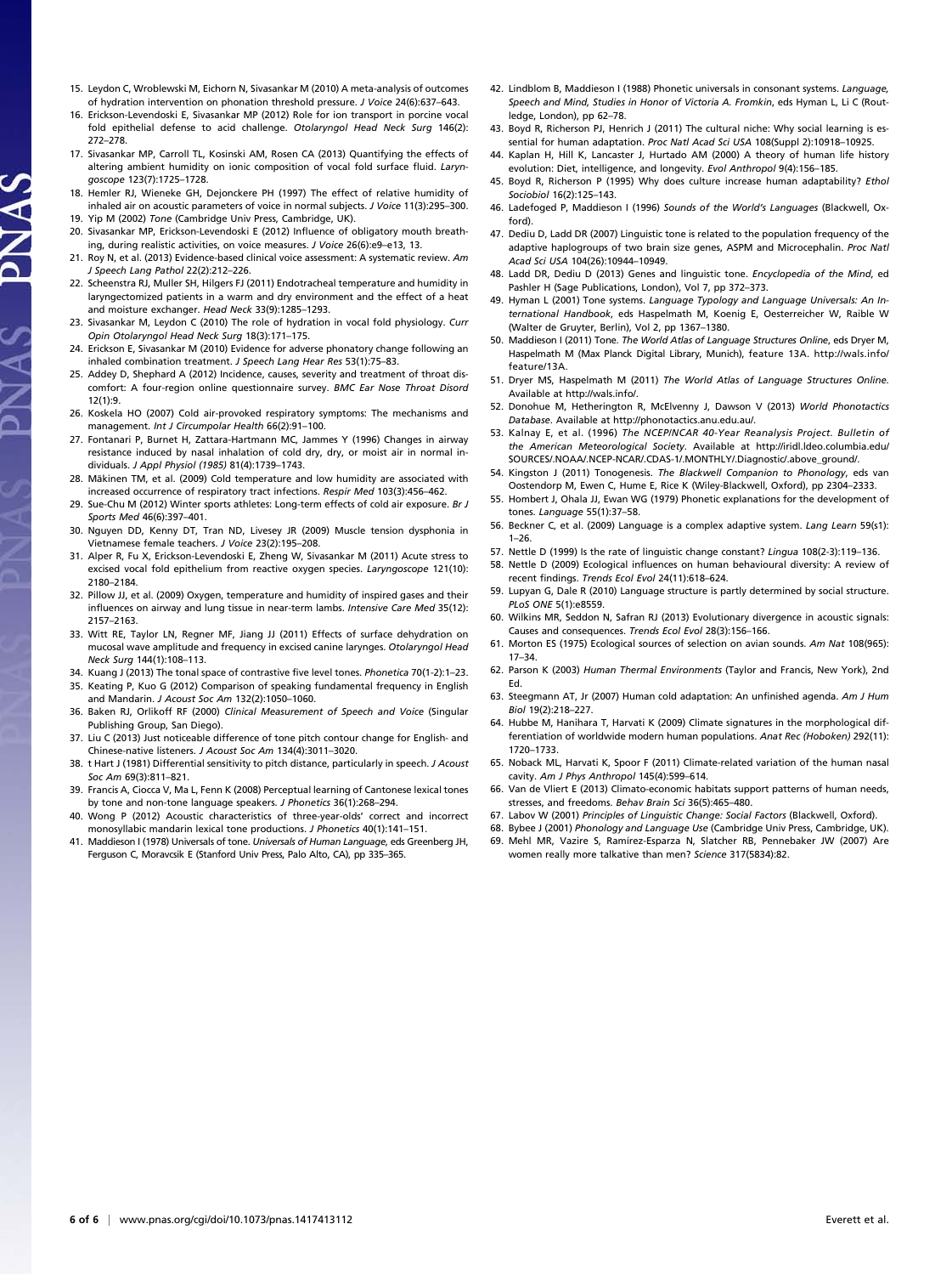15. Leydon C, Wroblewski M, Eichorn N, Sivasankar M (2010) A meta-analysis of outcomes of hydration intervention on phonation threshold pressure. *J Voice* 24(6):637–643.
16. Erickson-Levendoski E, Sivasankar MP (2012) Role for ion transport in porcine vocal fold epithelial defense to acid challenge. *Otolaryngol Head Neck Surg* 146(2): 272–278.
17. Sivasankar MP, Carroll TL, Kosinski AM, Rosen CA (2013) Quantifying the effects of altering ambient humidity on ionic composition of vocal fold surface fluid. *Laryngoscope* 123(7):1725–1728.
18. Hemler RJ, Wieneke GH, Dejonckere PH (1997) The effect of relative humidity of inhaled air on acoustic parameters of voice in normal subjects. *J Voice* 11(3):295–300.
19. Yip M (2002) *Tone* (Cambridge Univ Press, Cambridge, UK).
20. Sivasankar MP, Erickson-Levendoski E (2012) Influence of obligatory mouth breathing, during realistic activities, on voice measures. *J Voice* 26(6):e9–e13, 13.
21. Roy N, et al. (2013) Evidence-based clinical voice assessment: A systematic review. *Am J Speech Lang Pathol* 22(2):212–226.
22. Scheenstra RJ, Muller SH, Hilgers FJ (2011) Endotracheal temperature and humidity in laryngectomized patients in a warm and dry environment and the effect of a heat and moisture exchanger. *Head Neck* 33(9):1285–1293.
23. Sivasankar M, Leydon C (2010) The role of hydration in vocal fold physiology. *Curr Opin Otolaryngol Head Neck Surg* 18(3):171–175.
24. Erickson E, Sivasankar M (2010) Evidence for adverse phonatory change following an inhaled combination treatment. *J Speech Lang Hear Res* 53(1):75–83.
25. Addey D, Shephard A (2012) Incidence, causes, severity and treatment of throat discomfort: A four-region online questionnaire survey. *BMC Ear Nose Throat Disord* 12(1):9.
26. Koskela HO (2007) Cold air-provoked respiratory symptoms: The mechanisms and management. *Int J Circumpolar Health* 66(2):91–100.
27. Fontanari P, Burnet H, Zattara-Hartmann MC, Jammes Y (1996) Changes in airway resistance induced by nasal inhalation of cold dry, dry, or moist air in normal individuals. *J Appl Physiol (1985)* 81(4):1739–1743.
28. Mäkinen TM, et al. (2009) Cold temperature and low humidity are associated with increased occurrence of respiratory tract infections. *Respir Med* 103(3):456–462.
29. Sue-Chu M (2012) Winter sports athletes: Long-term effects of cold air exposure. *Br J Sports Med* 46(6):397–401.
30. Nguyen DD, Kenny DT, Tran ND, Livesey JR (2009) Muscle tension dysphonia in Vietnamese female teachers. *J Voice* 23(2):195–208.
31. Alper R, Fu X, Erickson-Levendoski E, Zheng W, Sivasankar M (2011) Acute stress to excised vocal fold epithelium from reactive oxygen species. *Laryngoscope* 121(10): 2180–2184.
32. Pillow JJ, et al. (2009) Oxygen, temperature and humidity of inspired gases and their influences on airway and lung tissue in near-term lambs. *Intensive Care Med* 35(12): 2157–2163.
33. Witt RE, Taylor LN, Regner MF, Jiang JJ (2011) Effects of surface dehydration on mucosal wave amplitude and frequency in excised canine larynges. *Otolaryngol Head Neck Surg* 144(1):108–113.
34. Kuang J (2013) The tonal space of contrastive five level tones. *Phonetica* 70(1-2):1–23.
35. Keating P, Kuo G (2012) Comparison of speaking fundamental frequency in English and Mandarin. *J Acoust Soc Am* 132(2):1050–1060.
36. Baken RJ, Orlikoff RF (2000) *Clinical Measurement of Speech and Voice* (Singular Publishing Group, San Diego).
37. Liu C (2013) Just noticeable difference of tone pitch contour change for English- and Chinese-native listeners. *J Acoust Soc Am* 134(4):3011–3020.
38. t Hart J (1981) Differential sensitivity to pitch distance, particularly in speech. *J Acoust Soc Am* 69(3):811–821.
39. Francis A, Ciocca V, Ma L, Fenn K (2008) Perceptual learning of Cantonese lexical tones by tone and non-tone language speakers. *J Phonetics* 36(1):268–294.
40. Wong P (2012) Acoustic characteristics of three-year-olds' correct and incorrect monosyllabic mandarin lexical tone productions. *J Phonetics* 40(1):141–151.
41. Maddieson I (1978) Universals of tone. *Universals of Human Language*, eds Greenberg JH, Ferguson C, Moravcsik E (Stanford Univ Press, Palo Alto, CA), pp 335–365.
42. Lindblom B, Maddieson I (1988) Phonetic universals in consonant systems. *Language, Speech and Mind, Studies in Honor of Victoria A. Fromkin*, eds Hyman L, Li C (Routledge, London), pp 62–78.
43. Boyd R, Richerson PJ, Henrich J (2011) The cultural niche: Why social learning is essential for human adaptation. *Proc Natl Acad Sci USA* 108(Suppl 2):10918–10925.
44. Kaplan H, Hill K, Lancaster J, Hurtado AM (2000) A theory of human life history evolution: Diet, intelligence, and longevity. *Evol Anthropol* 9(4):156–185.
45. Boyd R, Richerson P (1995) Why does culture increase human adaptability? *Ethol Sociobiol* 16(2):125–143.
46. Ladefoged P, Maddieson I (1996) *Sounds of the World's Languages* (Blackwell, Oxford).
47. Dediu D, Ladd DR (2007) Linguistic tone is related to the population frequency of the adaptive haplogroups of two brain size genes, ASPM and Microcephalin. *Proc Natl Acad Sci USA* 104(26):10944–10949.
48. Ladd DR, Dediu D (2013) Genes and linguistic tone. *Encyclopedia of the Mind*, ed Pashler H (Sage Publications, London), Vol 7, pp 372–373.
49. Hyman L (2001) Tone systems. *Language Typology and Language Universals: An International Handbook*, eds Haspelmath M, Koenig E, Oesterreicher W, Raible W (Walter de Gruyter, Berlin), Vol 2, pp 1367–1380.
50. Maddieson I (2011) Tone. *The World Atlas of Language Structures Online*, eds Dryer M, Haspelmath M (Max Planck Digital Library, Munich), feature 13A. http://wals.info/feature/13A.
51. Dryer MS, Haspelmath M (2011) *The World Atlas of Language Structures Online*. Available at http://wals.info/.
52. Donohue M, Hetherington R, McElvenny J, Dawson V (2013) *World Phonotactics Database*. Available at http://phonotactics.anu.edu.au/.
53. Kalnay E, et al. (1996) *The NCEP/NCAR 40-Year Reanalysis Project. Bulletin of the American Meteorological Society*. Available at http://iridl.ldeo.columbia.edu/SOURCES/.NOAA/.NCEP-NCAR/.CDAS-1/.MONTHLY/.Diagnostic/.above_ground/.
54. Kingston J (2011) Tonogenesis. *The Blackwell Companion to Phonology*, eds van Oostendorp M, Ewen C, Hume E, Rice K (Wiley-Blackwell, Oxford), pp 2304–2333.
55. Hombert J, Ohala JJ, Ewan WG (1979) Phonetic explanations for the development of tones. *Language* 55(1):37–58.
56. Beckner C, et al. (2009) Language is a complex adaptive system. *Lang Learn* 59(s1): 1–26.
57. Nettle D (1999) Is the rate of linguistic change constant? *Lingua* 108(2-3):119–136.
58. Nettle D (2009) Ecological influences on human behavioural diversity: A review of recent findings. *Trends Ecol Evol* 24(11):618–624.
59. Lupyan G, Dale R (2010) Language structure is partly determined by social structure. *PLoS ONE* 5(1):e8559.
60. Wilkins MR, Seddon N, Safran RJ (2013) Evolutionary divergence in acoustic signals: Causes and consequences. *Trends Ecol Evol* 28(3):156–166.
61. Morton ES (1975) Ecological sources of selection on avian sounds. *Am Nat* 108(965): 17–34.
62. Parson K (2003) *Human Thermal Environments* (Taylor and Francis, New York), 2nd Ed.
63. Steegmann AT, Jr (2007) Human cold adaptation: An unfinished agenda. *Am J Hum Biol* 19(2):218–227.
64. Hubbe M, Hanihara T, Harvati K (2009) Climate signatures in the morphological differentiation of worldwide modern human populations. *Anat Rec (Hoboken)* 292(11): 1720–1733.
65. Noback ML, Harvati K, Spoor F (2011) Climate-related variation of the human nasal cavity. *Am J Phys Anthropol* 145(4):599–614.
66. Van de Vliert E (2013) Climato-economic habitats support patterns of human needs, stresses, and freedoms. *Behav Brain Sci* 36(5):465–480.
67. Labov W (2001) *Principles of Linguistic Change: Social Factors* (Blackwell, Oxford).
68. Bybee J (2001) *Phonology and Language Use* (Cambridge Univ Press, Cambridge, UK).
69. Mehl MR, Vazire S, Ramírez-Esparza N, Slatcher RB, Pennebaker JW (2007) Are women really more talkative than men? *Science* 317(5834):82.